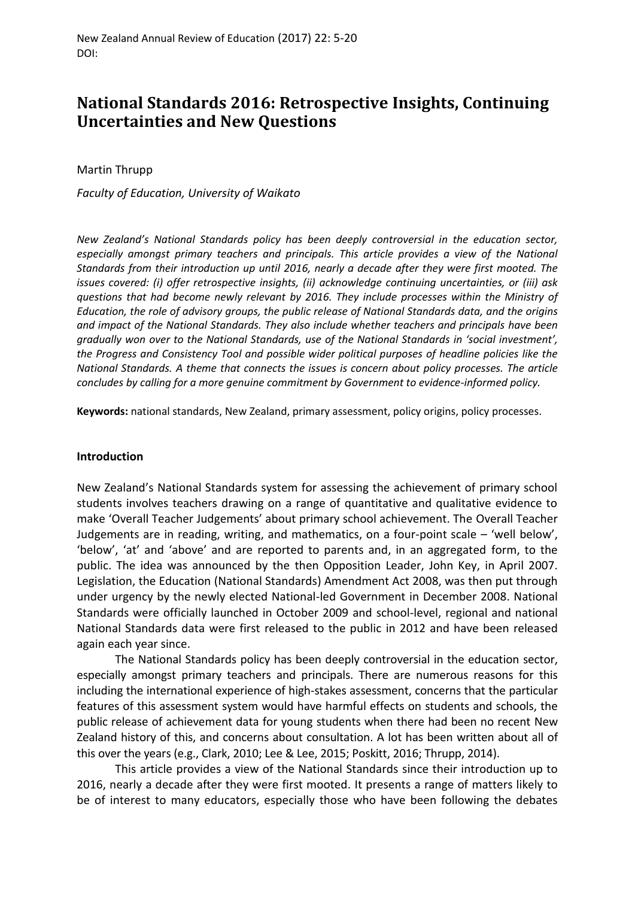# National Standards 2016: Retrospective Insights, Continuing Uncertainties and New Questions

Martin Thrupp

*Faculty of Education, University of Waikato*

*New Zealand's National Standards policy has been deeply controversial in the education sector, especially amongst primary teachers and principals. This article provides a view of the National Standards from their introduction up until 2016, nearly a decade after they were first mooted. The issues covered: (i) offer retrospective insights, (ii) acknowledge continuing uncertainties, or (iii) ask questions that had become newly relevant by 2016. They include processes within the Ministry of Education, the role of advisory groups, the public release of National Standards data, and the origins and impact of the National Standards. They also include whether teachers and principals have been gradually won over to the National Standards, use of the National Standards in 'social investment', the Progress and Consistency Tool and possible wider political purposes of headline policies like the National Standards. A theme that connects the issues is concern about policy processes. The article concludes by calling for a more genuine commitment by Government to evidence-informed policy.*

**Keywords:** national standards, New Zealand, primary assessment, policy origins, policy processes.

## Introduction

New Zealand's National Standards system for assessing the achievement of primary school students involves teachers drawing on a range of quantitative and qualitative evidence to make 'Overall Teacher Judgements' about primary school achievement. The Overall Teacher Judgements are in reading, writing, and mathematics, on a four-point scale – 'well below', 'below', 'at' and 'above' and are reported to parents and, in an aggregated form, to the public. The idea was announced by the then Opposition Leader, John Key, in April 2007. Legislation, the Education (National Standards) Amendment Act 2008, was then put through under urgency by the newly elected National-led Government in December 2008. National Standards were officially launched in October 2009 and school-level, regional and national National Standards data were first released to the public in 2012 and have been released again each year since.

The National Standards policy has been deeply controversial in the education sector, especially amongst primary teachers and principals. There are numerous reasons for this including the international experience of high-stakes assessment, concerns that the particular features of this assessment system would have harmful effects on students and schools, the public release of achievement data for young students when there had been no recent New Zealand history of this, and concerns about consultation. A lot has been written about all of this over the years (e.g., Clark, 2010; Lee & Lee, 2015; Poskitt, 2016; Thrupp, 2014).

This article provides a view of the National Standards since their introduction up to 2016, nearly a decade after they were first mooted. It presents a range of matters likely to be of interest to many educators, especially those who have been following the debates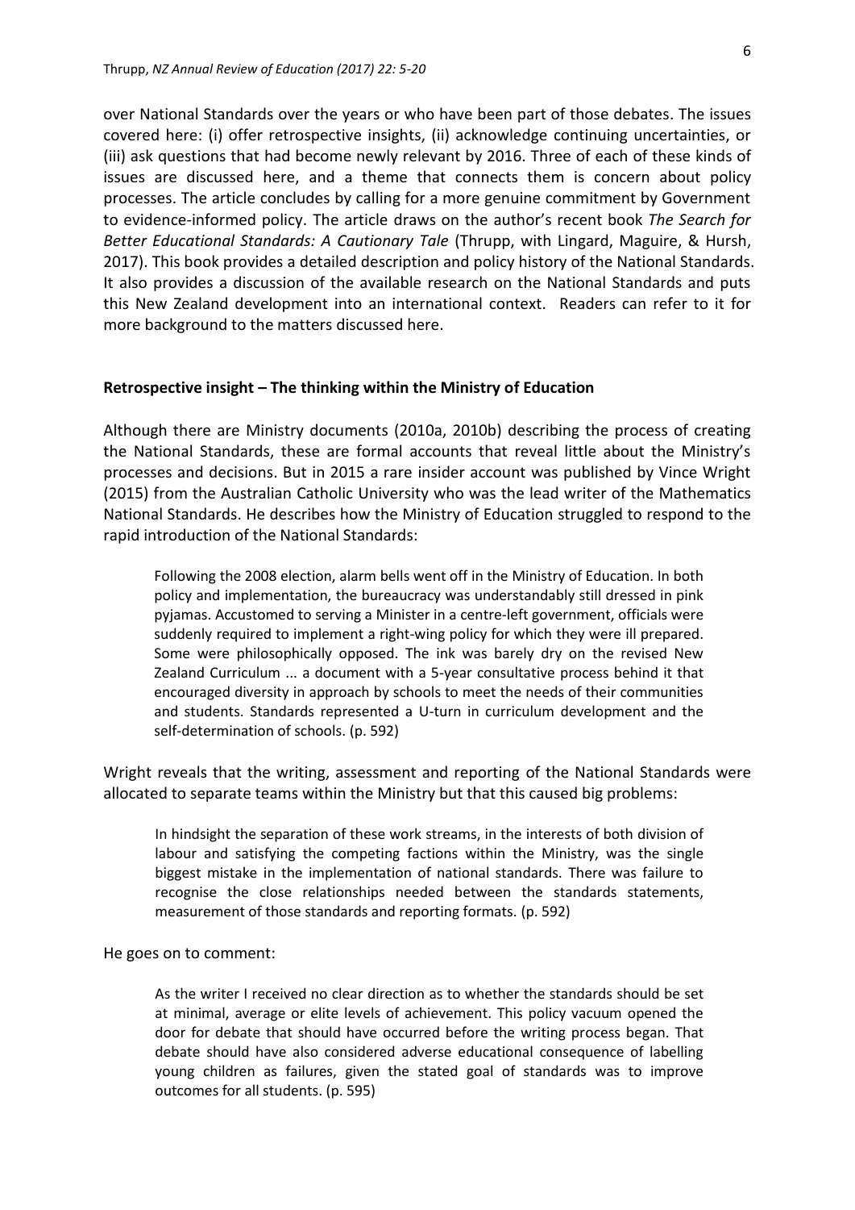over National Standards over the years or who have been part of those debates. The issues covered here: (i) offer retrospective insights, (ii) acknowledge continuing uncertainties, or (iii) ask questions that had become newly relevant by 2016. Three of each of these kinds of issues are discussed here, and a theme that connects them is concern about policy processes. The article concludes by calling for a more genuine commitment by Government to evidence-informed policy. The article draws on the author's recent book *The Search for Better Educational Standards: A Cautionary Tale* (Thrupp, with Lingard, Maguire, & Hursh, 2017). This book provides a detailed description and policy history of the National Standards. It also provides a discussion of the available research on the National Standards and puts this New Zealand development into an international context. Readers can refer to it for more background to the matters discussed here.

**Retrospective insight – The thinking within the Ministry of Education**

Although there are Ministry documents (2010a, 2010b) describing the process of creating the National Standards, these are formal accounts that reveal little about the Ministry's processes and decisions. But in 2015 a rare insider account was published by Vince Wright (2015) from the Australian Catholic University who was the lead writer of the Mathematics National Standards. He describes how the Ministry of Education struggled to respond to the rapid introduction of the National Standards:

> Following the 2008 election, alarm bells went off in the Ministry of Education. In both policy and implementation, the bureaucracy was understandably still dressed in pink pyjamas. Accustomed to serving a Minister in a centre-left government, officials were suddenly required to implement a right-wing policy for which they were ill prepared. Some were philosophically opposed. The ink was barely dry on the revised New Zealand Curriculum ... a document with a 5-year consultative process behind it that encouraged diversity in approach by schools to meet the needs of their communities and students. Standards represented a U-turn in curriculum development and the self-determination of schools. (p. 592)

Wright reveals that the writing, assessment and reporting of the National Standards were allocated to separate teams within the Ministry but that this caused big problems:

> In hindsight the separation of these work streams, in the interests of both division of labour and satisfying the competing factions within the Ministry, was the single biggest mistake in the implementation of national standards. There was failure to recognise the close relationships needed between the standards statements, measurement of those standards and reporting formats. (p. 592)

He goes on to comment:

> As the writer I received no clear direction as to whether the standards should be set at minimal, average or elite levels of achievement. This policy vacuum opened the door for debate that should have occurred before the writing process began. That debate should have also considered adverse educational consequence of labelling young children as failures, given the stated goal of standards was to improve outcomes for all students. (p. 595)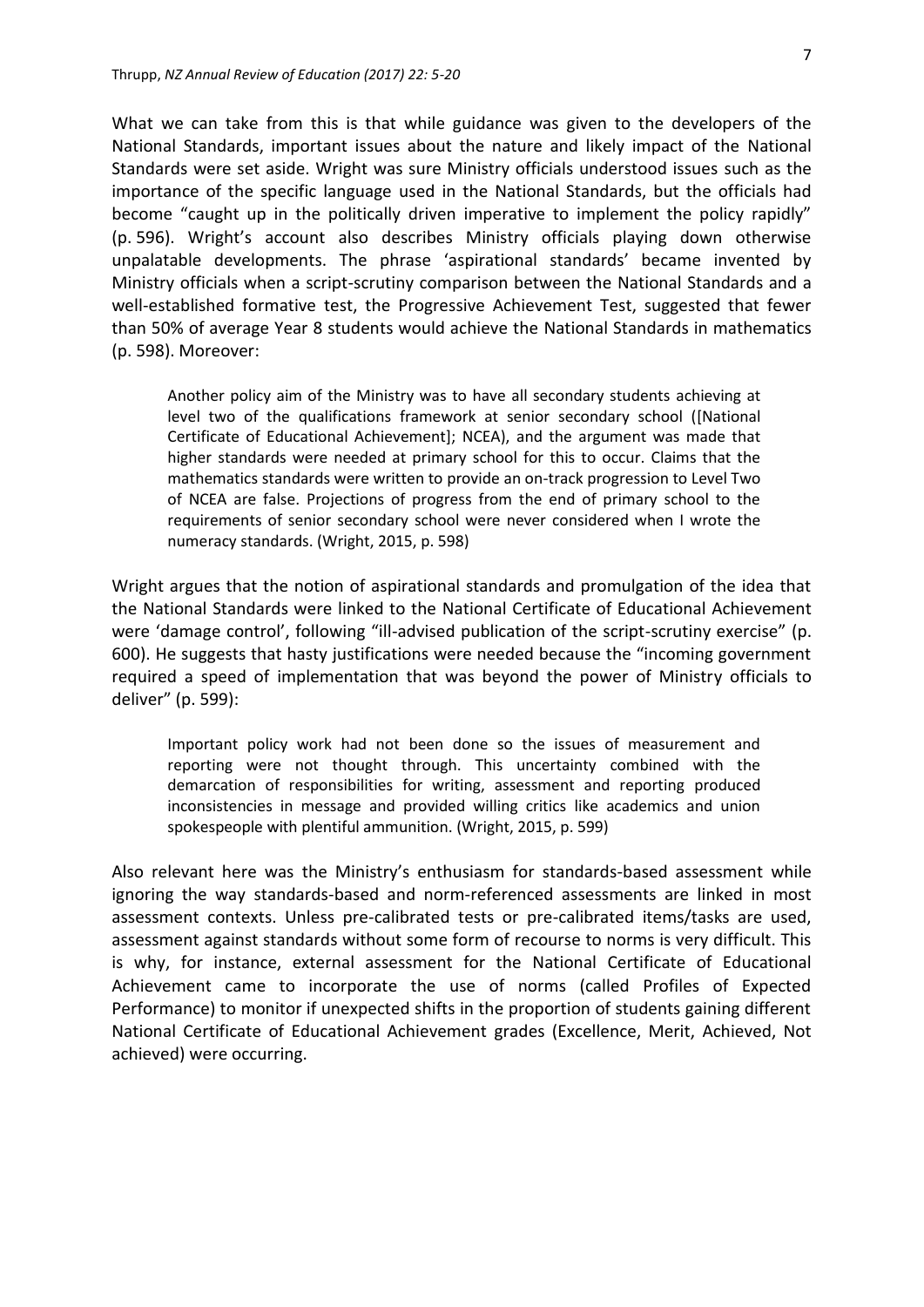What we can take from this is that while guidance was given to the developers of the National Standards, important issues about the nature and likely impact of the National Standards were set aside. Wright was sure Ministry officials understood issues such as the importance of the specific language used in the National Standards, but the officials had become "caught up in the politically driven imperative to implement the policy rapidly" (p. 596). Wright's account also describes Ministry officials playing down otherwise unpalatable developments. The phrase 'aspirational standards' became invented by Ministry officials when a script-scrutiny comparison between the National Standards and a well-established formative test, the Progressive Achievement Test, suggested that fewer than 50% of average Year 8 students would achieve the National Standards in mathematics (p. 598). Moreover:

> Another policy aim of the Ministry was to have all secondary students achieving at level two of the qualifications framework at senior secondary school ([National Certificate of Educational Achievement]; NCEA), and the argument was made that higher standards were needed at primary school for this to occur. Claims that the mathematics standards were written to provide an on-track progression to Level Two of NCEA are false. Projections of progress from the end of primary school to the requirements of senior secondary school were never considered when I wrote the numeracy standards. (Wright, 2015, p. 598)

Wright argues that the notion of aspirational standards and promulgation of the idea that the National Standards were linked to the National Certificate of Educational Achievement were 'damage control', following "ill-advised publication of the script-scrutiny exercise" (p. 600). He suggests that hasty justifications were needed because the "incoming government required a speed of implementation that was beyond the power of Ministry officials to deliver" (p. 599):

> Important policy work had not been done so the issues of measurement and reporting were not thought through. This uncertainty combined with the demarcation of responsibilities for writing, assessment and reporting produced inconsistencies in message and provided willing critics like academics and union spokespeople with plentiful ammunition. (Wright, 2015, p. 599)

Also relevant here was the Ministry's enthusiasm for standards-based assessment while ignoring the way standards-based and norm-referenced assessments are linked in most assessment contexts. Unless pre-calibrated tests or pre-calibrated items/tasks are used, assessment against standards without some form of recourse to norms is very difficult. This is why, for instance, external assessment for the National Certificate of Educational Achievement came to incorporate the use of norms (called Profiles of Expected Performance) to monitor if unexpected shifts in the proportion of students gaining different National Certificate of Educational Achievement grades (Excellence, Merit, Achieved, Not achieved) were occurring.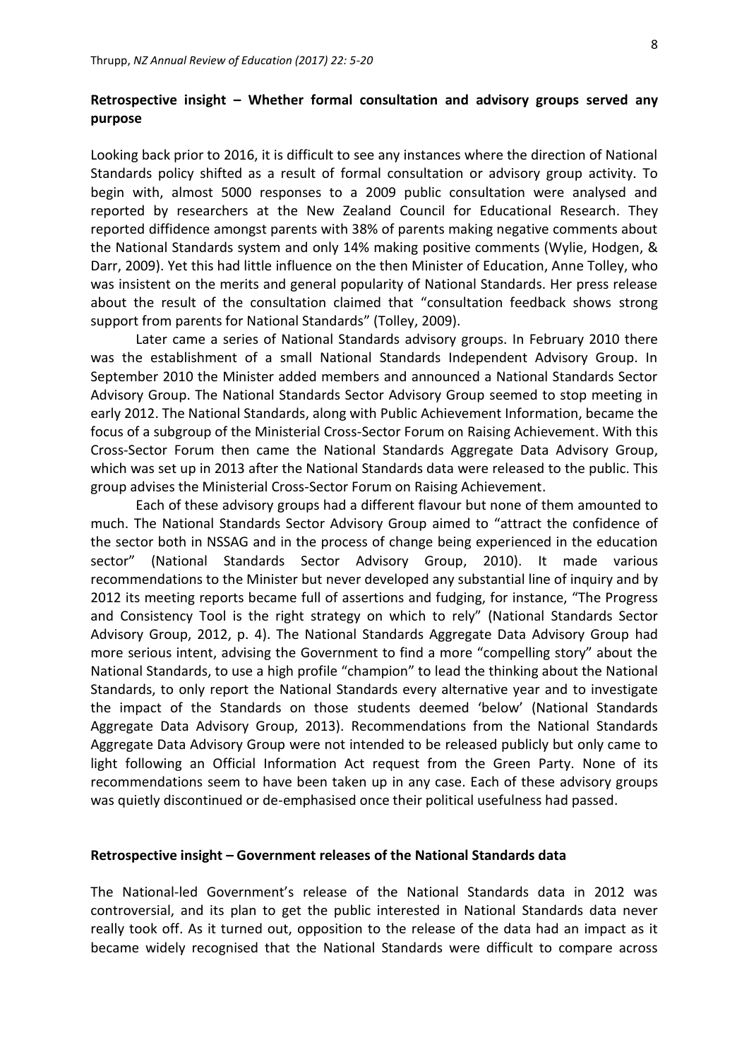**Retrospective insight – Whether formal consultation and advisory groups served any purpose**

Looking back prior to 2016, it is difficult to see any instances where the direction of National Standards policy shifted as a result of formal consultation or advisory group activity. To begin with, almost 5000 responses to a 2009 public consultation were analysed and reported by researchers at the New Zealand Council for Educational Research. They reported diffidence amongst parents with 38% of parents making negative comments about the National Standards system and only 14% making positive comments (Wylie, Hodgen, & Darr, 2009). Yet this had little influence on the then Minister of Education, Anne Tolley, who was insistent on the merits and general popularity of National Standards. Her press release about the result of the consultation claimed that "consultation feedback shows strong support from parents for National Standards" (Tolley, 2009).

Later came a series of National Standards advisory groups. In February 2010 there was the establishment of a small National Standards Independent Advisory Group. In September 2010 the Minister added members and announced a National Standards Sector Advisory Group. The National Standards Sector Advisory Group seemed to stop meeting in early 2012. The National Standards, along with Public Achievement Information, became the focus of a subgroup of the Ministerial Cross-Sector Forum on Raising Achievement. With this Cross-Sector Forum then came the National Standards Aggregate Data Advisory Group, which was set up in 2013 after the National Standards data were released to the public. This group advises the Ministerial Cross-Sector Forum on Raising Achievement.

Each of these advisory groups had a different flavour but none of them amounted to much. The National Standards Sector Advisory Group aimed to "attract the confidence of the sector both in NSSAG and in the process of change being experienced in the education sector" (National Standards Sector Advisory Group, 2010). It made various recommendations to the Minister but never developed any substantial line of inquiry and by 2012 its meeting reports became full of assertions and fudging, for instance, "The Progress and Consistency Tool is the right strategy on which to rely" (National Standards Sector Advisory Group, 2012, p. 4). The National Standards Aggregate Data Advisory Group had more serious intent, advising the Government to find a more "compelling story" about the National Standards, to use a high profile "champion" to lead the thinking about the National Standards, to only report the National Standards every alternative year and to investigate the impact of the Standards on those students deemed 'below' (National Standards Aggregate Data Advisory Group, 2013). Recommendations from the National Standards Aggregate Data Advisory Group were not intended to be released publicly but only came to light following an Official Information Act request from the Green Party. None of its recommendations seem to have been taken up in any case. Each of these advisory groups was quietly discontinued or de-emphasised once their political usefulness had passed.

**Retrospective insight – Government releases of the National Standards data**

The National-led Government's release of the National Standards data in 2012 was controversial, and its plan to get the public interested in National Standards data never really took off. As it turned out, opposition to the release of the data had an impact as it became widely recognised that the National Standards were difficult to compare across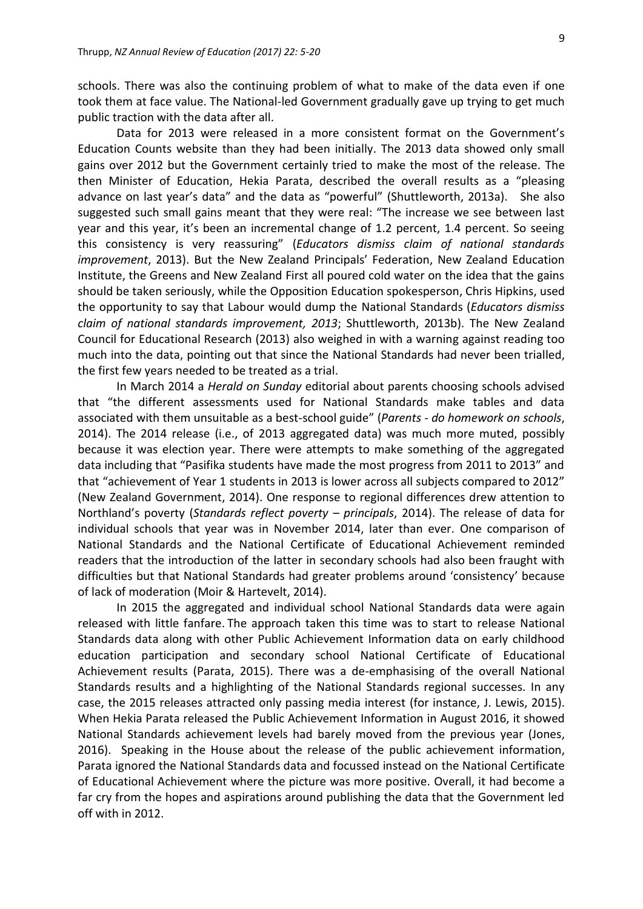schools. There was also the continuing problem of what to make of the data even if one took them at face value. The National-led Government gradually gave up trying to get much public traction with the data after all.

Data for 2013 were released in a more consistent format on the Government's Education Counts website than they had been initially. The 2013 data showed only small gains over 2012 but the Government certainly tried to make the most of the release. The then Minister of Education, Hekia Parata, described the overall results as a "pleasing advance on last year's data" and the data as "powerful" (Shuttleworth, 2013a). She also suggested such small gains meant that they were real: "The increase we see between last year and this year, it's been an incremental change of 1.2 percent, 1.4 percent. So seeing this consistency is very reassuring" (*Educators dismiss claim of national standards improvement*, 2013). But the New Zealand Principals' Federation, New Zealand Education Institute, the Greens and New Zealand First all poured cold water on the idea that the gains should be taken seriously, while the Opposition Education spokesperson, Chris Hipkins, used the opportunity to say that Labour would dump the National Standards (*Educators dismiss claim of national standards improvement, 2013*; Shuttleworth, 2013b). The New Zealand Council for Educational Research (2013) also weighed in with a warning against reading too much into the data, pointing out that since the National Standards had never been trialled, the first few years needed to be treated as a trial.

In March 2014 a *Herald on Sunday* editorial about parents choosing schools advised that "the different assessments used for National Standards make tables and data associated with them unsuitable as a best-school guide" (*Parents - do homework on schools*, 2014). The 2014 release (i.e., of 2013 aggregated data) was much more muted, possibly because it was election year. There were attempts to make something of the aggregated data including that "Pasifika students have made the most progress from 2011 to 2013" and that "achievement of Year 1 students in 2013 is lower across all subjects compared to 2012" (New Zealand Government, 2014). One response to regional differences drew attention to Northland's poverty (*Standards reflect poverty – principals*, 2014). The release of data for individual schools that year was in November 2014, later than ever. One comparison of National Standards and the National Certificate of Educational Achievement reminded readers that the introduction of the latter in secondary schools had also been fraught with difficulties but that National Standards had greater problems around 'consistency' because of lack of moderation (Moir & Hartevelt, 2014).

In 2015 the aggregated and individual school National Standards data were again released with little fanfare. The approach taken this time was to start to release National Standards data along with other Public Achievement Information data on early childhood education participation and secondary school National Certificate of Educational Achievement results (Parata, 2015). There was a de-emphasising of the overall National Standards results and a highlighting of the National Standards regional successes. In any case, the 2015 releases attracted only passing media interest (for instance, J. Lewis, 2015). When Hekia Parata released the Public Achievement Information in August 2016, it showed National Standards achievement levels had barely moved from the previous year (Jones, 2016). Speaking in the House about the release of the public achievement information, Parata ignored the National Standards data and focussed instead on the National Certificate of Educational Achievement where the picture was more positive. Overall, it had become a far cry from the hopes and aspirations around publishing the data that the Government led off with in 2012.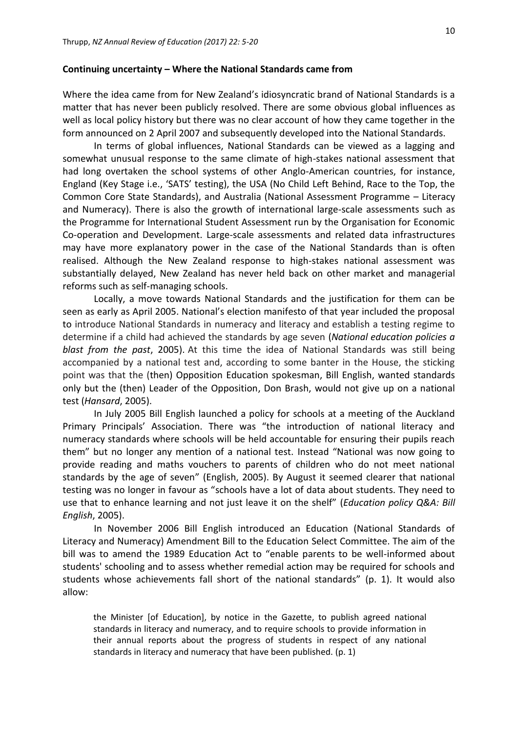**Continuing uncertainty – Where the National Standards came from**

Where the idea came from for New Zealand's idiosyncratic brand of National Standards is a matter that has never been publicly resolved. There are some obvious global influences as well as local policy history but there was no clear account of how they came together in the form announced on 2 April 2007 and subsequently developed into the National Standards.

In terms of global influences, National Standards can be viewed as a lagging and somewhat unusual response to the same climate of high-stakes national assessment that had long overtaken the school systems of other Anglo-American countries, for instance, England (Key Stage i.e., 'SATS' testing), the USA (No Child Left Behind, Race to the Top, the Common Core State Standards), and Australia (National Assessment Programme – Literacy and Numeracy). There is also the growth of international large-scale assessments such as the Programme for International Student Assessment run by the Organisation for Economic Co-operation and Development. Large-scale assessments and related data infrastructures may have more explanatory power in the case of the National Standards than is often realised. Although the New Zealand response to high-stakes national assessment was substantially delayed, New Zealand has never held back on other market and managerial reforms such as self-managing schools.

Locally, a move towards National Standards and the justification for them can be seen as early as April 2005. National's election manifesto of that year included the proposal to introduce National Standards in numeracy and literacy and establish a testing regime to determine if a child had achieved the standards by age seven (*National education policies a blast from the past*, 2005). At this time the idea of National Standards was still being accompanied by a national test and, according to some banter in the House, the sticking point was that the (then) Opposition Education spokesman, Bill English, wanted standards only but the (then) Leader of the Opposition, Don Brash, would not give up on a national test (*Hansard*, 2005).

In July 2005 Bill English launched a policy for schools at a meeting of the Auckland Primary Principals' Association. There was "the introduction of national literacy and numeracy standards where schools will be held accountable for ensuring their pupils reach them" but no longer any mention of a national test. Instead "National was now going to provide reading and maths vouchers to parents of children who do not meet national standards by the age of seven" (English, 2005). By August it seemed clearer that national testing was no longer in favour as "schools have a lot of data about students. They need to use that to enhance learning and not just leave it on the shelf" (*Education policy Q&A: Bill English*, 2005).

In November 2006 Bill English introduced an Education (National Standards of Literacy and Numeracy) Amendment Bill to the Education Select Committee. The aim of the bill was to amend the 1989 Education Act to "enable parents to be well-informed about students' schooling and to assess whether remedial action may be required for schools and students whose achievements fall short of the national standards" (p. 1). It would also allow:

> the Minister [of Education], by notice in the Gazette, to publish agreed national standards in literacy and numeracy, and to require schools to provide information in their annual reports about the progress of students in respect of any national standards in literacy and numeracy that have been published. (p. 1)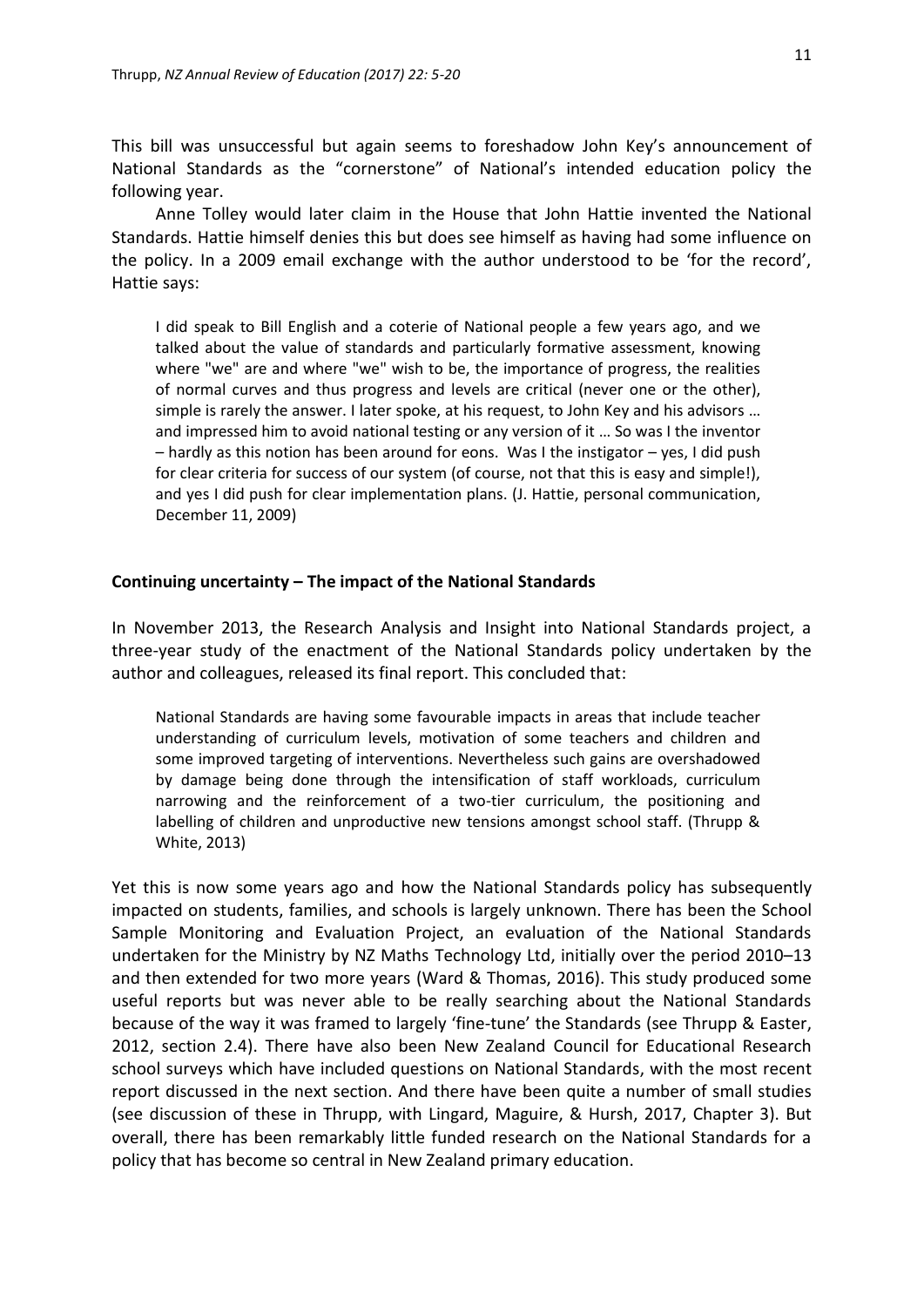This bill was unsuccessful but again seems to foreshadow John Key's announcement of National Standards as the "cornerstone" of National's intended education policy the following year.

Anne Tolley would later claim in the House that John Hattie invented the National Standards. Hattie himself denies this but does see himself as having had some influence on the policy. In a 2009 email exchange with the author understood to be 'for the record', Hattie says:

> I did speak to Bill English and a coterie of National people a few years ago, and we talked about the value of standards and particularly formative assessment, knowing where "we" are and where "we" wish to be, the importance of progress, the realities of normal curves and thus progress and levels are critical (never one or the other), simple is rarely the answer. I later spoke, at his request, to John Key and his advisors … and impressed him to avoid national testing or any version of it … So was I the inventor – hardly as this notion has been around for eons. Was I the instigator – yes, I did push for clear criteria for success of our system (of course, not that this is easy and simple!), and yes I did push for clear implementation plans. (J. Hattie, personal communication, December 11, 2009)

**Continuing uncertainty – The impact of the National Standards**

In November 2013, the Research Analysis and Insight into National Standards project, a three-year study of the enactment of the National Standards policy undertaken by the author and colleagues, released its final report. This concluded that:

> National Standards are having some favourable impacts in areas that include teacher understanding of curriculum levels, motivation of some teachers and children and some improved targeting of interventions. Nevertheless such gains are overshadowed by damage being done through the intensification of staff workloads, curriculum narrowing and the reinforcement of a two-tier curriculum, the positioning and labelling of children and unproductive new tensions amongst school staff. (Thrupp & White, 2013)

Yet this is now some years ago and how the National Standards policy has subsequently impacted on students, families, and schools is largely unknown. There has been the School Sample Monitoring and Evaluation Project, an evaluation of the National Standards undertaken for the Ministry by NZ Maths Technology Ltd, initially over the period 2010–13 and then extended for two more years (Ward & Thomas, 2016). This study produced some useful reports but was never able to be really searching about the National Standards because of the way it was framed to largely 'fine-tune' the Standards (see Thrupp & Easter, 2012, section 2.4). There have also been New Zealand Council for Educational Research school surveys which have included questions on National Standards, with the most recent report discussed in the next section. And there have been quite a number of small studies (see discussion of these in Thrupp, with Lingard, Maguire, & Hursh, 2017, Chapter 3). But overall, there has been remarkably little funded research on the National Standards for a policy that has become so central in New Zealand primary education.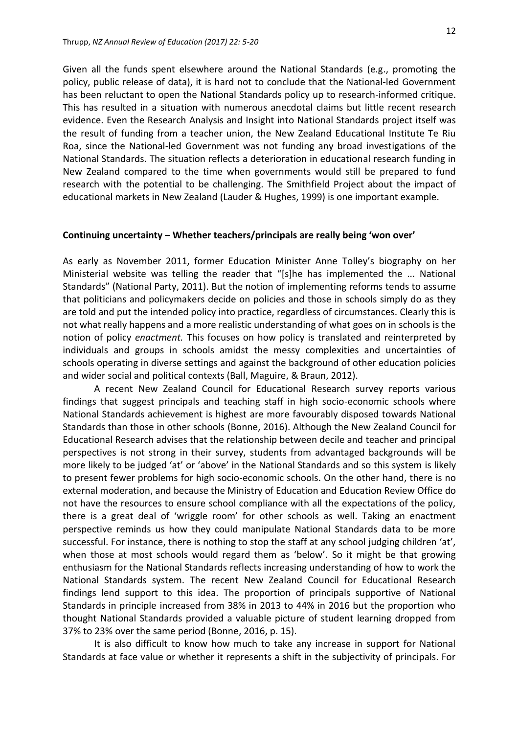Given all the funds spent elsewhere around the National Standards (e.g., promoting the policy, public release of data), it is hard not to conclude that the National-led Government has been reluctant to open the National Standards policy up to research-informed critique. This has resulted in a situation with numerous anecdotal claims but little recent research evidence. Even the Research Analysis and Insight into National Standards project itself was the result of funding from a teacher union, the New Zealand Educational Institute Te Riu Roa, since the National-led Government was not funding any broad investigations of the National Standards. The situation reflects a deterioration in educational research funding in New Zealand compared to the time when governments would still be prepared to fund research with the potential to be challenging. The Smithfield Project about the impact of educational markets in New Zealand (Lauder & Hughes, 1999) is one important example.

## Continuing uncertainty – Whether teachers/principals are really being 'won over'

As early as November 2011, former Education Minister Anne Tolley's biography on her Ministerial website was telling the reader that "[s]he has implemented the ... National Standards" (National Party, 2011). But the notion of implementing reforms tends to assume that politicians and policymakers decide on policies and those in schools simply do as they are told and put the intended policy into practice, regardless of circumstances. Clearly this is not what really happens and a more realistic understanding of what goes on in schools is the notion of policy *enactment.* This focuses on how policy is translated and reinterpreted by individuals and groups in schools amidst the messy complexities and uncertainties of schools operating in diverse settings and against the background of other education policies and wider social and political contexts (Ball, Maguire, & Braun, 2012).

A recent New Zealand Council for Educational Research survey reports various findings that suggest principals and teaching staff in high socio-economic schools where National Standards achievement is highest are more favourably disposed towards National Standards than those in other schools (Bonne, 2016). Although the New Zealand Council for Educational Research advises that the relationship between decile and teacher and principal perspectives is not strong in their survey, students from advantaged backgrounds will be more likely to be judged 'at' or 'above' in the National Standards and so this system is likely to present fewer problems for high socio-economic schools. On the other hand, there is no external moderation, and because the Ministry of Education and Education Review Office do not have the resources to ensure school compliance with all the expectations of the policy, there is a great deal of 'wriggle room' for other schools as well. Taking an enactment perspective reminds us how they could manipulate National Standards data to be more successful. For instance, there is nothing to stop the staff at any school judging children 'at', when those at most schools would regard them as 'below'. So it might be that growing enthusiasm for the National Standards reflects increasing understanding of how to work the National Standards system. The recent New Zealand Council for Educational Research findings lend support to this idea. The proportion of principals supportive of National Standards in principle increased from 38% in 2013 to 44% in 2016 but the proportion who thought National Standards provided a valuable picture of student learning dropped from 37% to 23% over the same period (Bonne, 2016, p. 15).

It is also difficult to know how much to take any increase in support for National Standards at face value or whether it represents a shift in the subjectivity of principals. For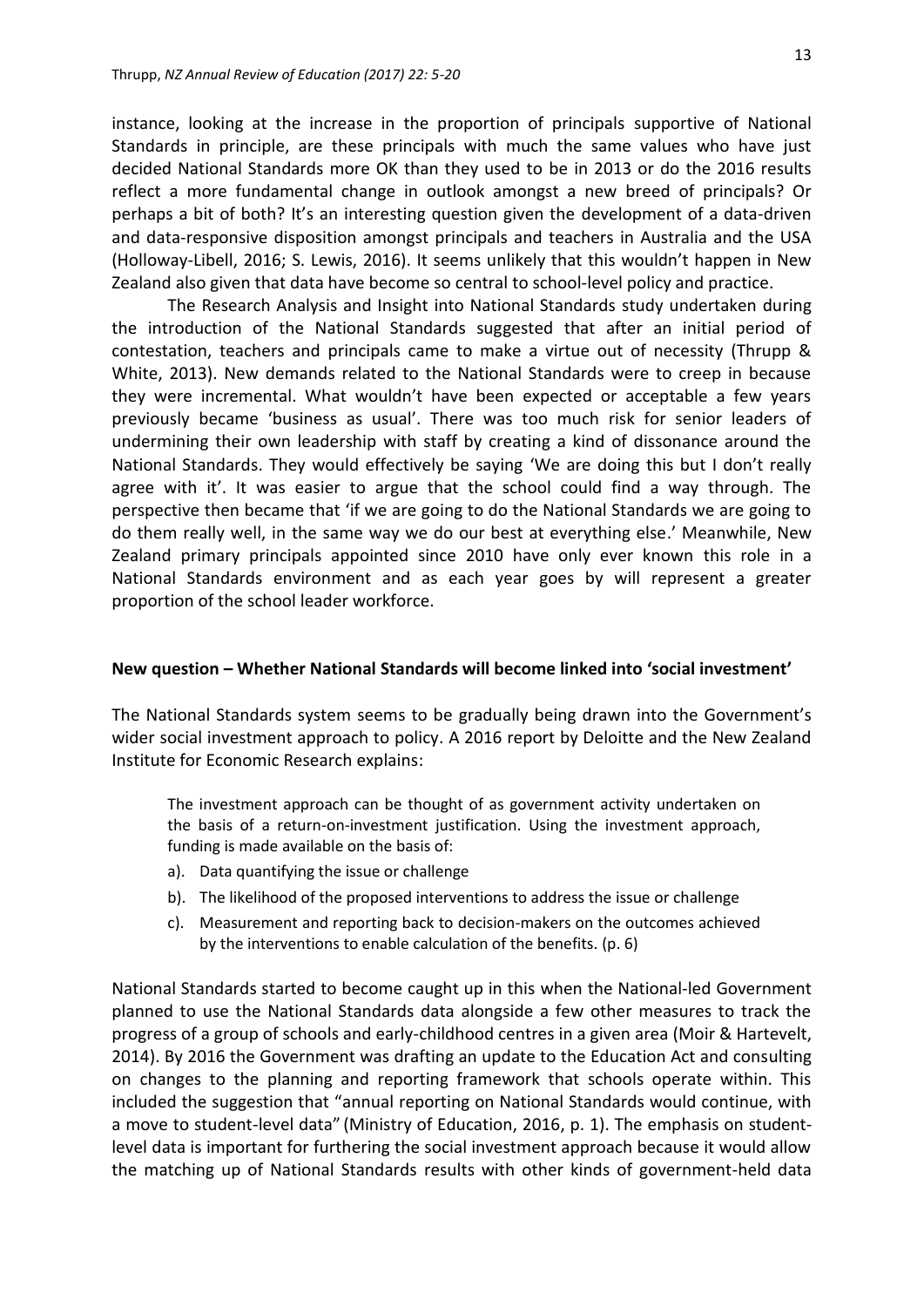instance, looking at the increase in the proportion of principals supportive of National Standards in principle, are these principals with much the same values who have just decided National Standards more OK than they used to be in 2013 or do the 2016 results reflect a more fundamental change in outlook amongst a new breed of principals? Or perhaps a bit of both? It's an interesting question given the development of a data-driven and data-responsive disposition amongst principals and teachers in Australia and the USA (Holloway-Libell, 2016; S. Lewis, 2016). It seems unlikely that this wouldn't happen in New Zealand also given that data have become so central to school-level policy and practice.

The Research Analysis and Insight into National Standards study undertaken during the introduction of the National Standards suggested that after an initial period of contestation, teachers and principals came to make a virtue out of necessity (Thrupp & White, 2013). New demands related to the National Standards were to creep in because they were incremental. What wouldn't have been expected or acceptable a few years previously became 'business as usual'. There was too much risk for senior leaders of undermining their own leadership with staff by creating a kind of dissonance around the National Standards. They would effectively be saying 'We are doing this but I don't really agree with it'. It was easier to argue that the school could find a way through. The perspective then became that 'if we are going to do the National Standards we are going to do them really well, in the same way we do our best at everything else.' Meanwhile, New Zealand primary principals appointed since 2010 have only ever known this role in a National Standards environment and as each year goes by will represent a greater proportion of the school leader workforce.

## New question – Whether National Standards will become linked into 'social investment'

The National Standards system seems to be gradually being drawn into the Government's wider social investment approach to policy. A 2016 report by Deloitte and the New Zealand Institute for Economic Research explains:

> The investment approach can be thought of as government activity undertaken on the basis of a return-on-investment justification. Using the investment approach, funding is made available on the basis of:
>
> a). Data quantifying the issue or challenge
>
> b). The likelihood of the proposed interventions to address the issue or challenge
>
> c). Measurement and reporting back to decision-makers on the outcomes achieved by the interventions to enable calculation of the benefits. (p. 6)

National Standards started to become caught up in this when the National-led Government planned to use the National Standards data alongside a few other measures to track the progress of a group of schools and early-childhood centres in a given area (Moir & Hartevelt, 2014). By 2016 the Government was drafting an update to the Education Act and consulting on changes to the planning and reporting framework that schools operate within. This included the suggestion that "annual reporting on National Standards would continue, with a move to student-level data" (Ministry of Education, 2016, p. 1). The emphasis on student-level data is important for furthering the social investment approach because it would allow the matching up of National Standards results with other kinds of government-held data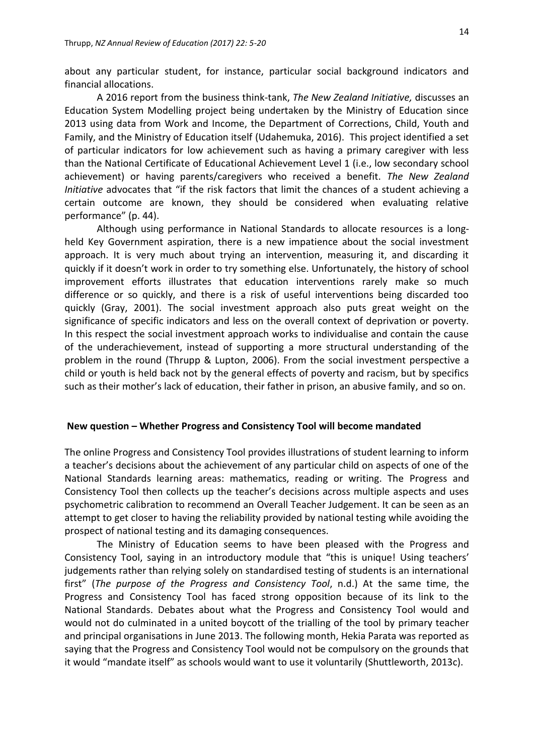about any particular student, for instance, particular social background indicators and financial allocations.

A 2016 report from the business think-tank, *The New Zealand Initiative,* discusses an Education System Modelling project being undertaken by the Ministry of Education since 2013 using data from Work and Income, the Department of Corrections, Child, Youth and Family, and the Ministry of Education itself (Udahemuka, 2016). This project identified a set of particular indicators for low achievement such as having a primary caregiver with less than the National Certificate of Educational Achievement Level 1 (i.e., low secondary school achievement) or having parents/caregivers who received a benefit. *The New Zealand Initiative* advocates that "if the risk factors that limit the chances of a student achieving a certain outcome are known, they should be considered when evaluating relative performance" (p. 44).

Although using performance in National Standards to allocate resources is a long-held Key Government aspiration, there is a new impatience about the social investment approach. It is very much about trying an intervention, measuring it, and discarding it quickly if it doesn't work in order to try something else. Unfortunately, the history of school improvement efforts illustrates that education interventions rarely make so much difference or so quickly, and there is a risk of useful interventions being discarded too quickly (Gray, 2001). The social investment approach also puts great weight on the significance of specific indicators and less on the overall context of deprivation or poverty. In this respect the social investment approach works to individualise and contain the cause of the underachievement, instead of supporting a more structural understanding of the problem in the round (Thrupp & Lupton, 2006). From the social investment perspective a child or youth is held back not by the general effects of poverty and racism, but by specifics such as their mother's lack of education, their father in prison, an abusive family, and so on.

## New question – Whether Progress and Consistency Tool will become mandated

The online Progress and Consistency Tool provides illustrations of student learning to inform a teacher's decisions about the achievement of any particular child on aspects of one of the National Standards learning areas: mathematics, reading or writing. The Progress and Consistency Tool then collects up the teacher's decisions across multiple aspects and uses psychometric calibration to recommend an Overall Teacher Judgement. It can be seen as an attempt to get closer to having the reliability provided by national testing while avoiding the prospect of national testing and its damaging consequences.

The Ministry of Education seems to have been pleased with the Progress and Consistency Tool, saying in an introductory module that "this is unique! Using teachers' judgements rather than relying solely on standardised testing of students is an international first" (*The purpose of the Progress and Consistency Tool*, n.d.) At the same time, the Progress and Consistency Tool has faced strong opposition because of its link to the National Standards. Debates about what the Progress and Consistency Tool would and would not do culminated in a united boycott of the trialling of the tool by primary teacher and principal organisations in June 2013. The following month, Hekia Parata was reported as saying that the Progress and Consistency Tool would not be compulsory on the grounds that it would "mandate itself" as schools would want to use it voluntarily (Shuttleworth, 2013c).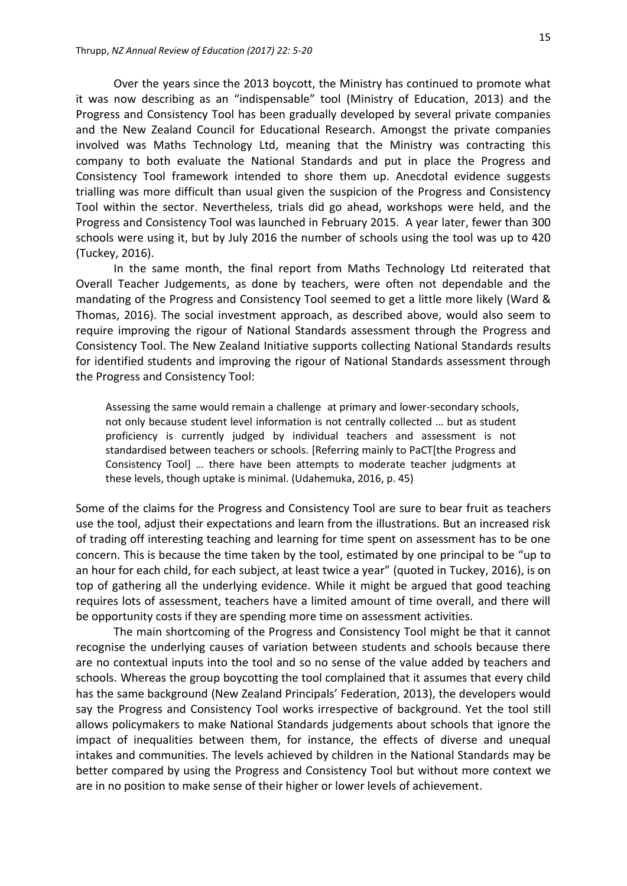Over the years since the 2013 boycott, the Ministry has continued to promote what it was now describing as an "indispensable" tool (Ministry of Education, 2013) and the Progress and Consistency Tool has been gradually developed by several private companies and the New Zealand Council for Educational Research. Amongst the private companies involved was Maths Technology Ltd, meaning that the Ministry was contracting this company to both evaluate the National Standards and put in place the Progress and Consistency Tool framework intended to shore them up. Anecdotal evidence suggests trialling was more difficult than usual given the suspicion of the Progress and Consistency Tool within the sector. Nevertheless, trials did go ahead, workshops were held, and the Progress and Consistency Tool was launched in February 2015. A year later, fewer than 300 schools were using it, but by July 2016 the number of schools using the tool was up to 420 (Tuckey, 2016).

In the same month, the final report from Maths Technology Ltd reiterated that Overall Teacher Judgements, as done by teachers, were often not dependable and the mandating of the Progress and Consistency Tool seemed to get a little more likely (Ward & Thomas, 2016). The social investment approach, as described above, would also seem to require improving the rigour of National Standards assessment through the Progress and Consistency Tool. The New Zealand Initiative supports collecting National Standards results for identified students and improving the rigour of National Standards assessment through the Progress and Consistency Tool:

> Assessing the same would remain a challenge at primary and lower-secondary schools, not only because student level information is not centrally collected … but as student proficiency is currently judged by individual teachers and assessment is not standardised between teachers or schools. [Referring mainly to PaCT[the Progress and Consistency Tool] … there have been attempts to moderate teacher judgments at these levels, though uptake is minimal. (Udahemuka, 2016, p. 45)

Some of the claims for the Progress and Consistency Tool are sure to bear fruit as teachers use the tool, adjust their expectations and learn from the illustrations. But an increased risk of trading off interesting teaching and learning for time spent on assessment has to be one concern. This is because the time taken by the tool, estimated by one principal to be "up to an hour for each child, for each subject, at least twice a year" (quoted in Tuckey, 2016), is on top of gathering all the underlying evidence. While it might be argued that good teaching requires lots of assessment, teachers have a limited amount of time overall, and there will be opportunity costs if they are spending more time on assessment activities.

The main shortcoming of the Progress and Consistency Tool might be that it cannot recognise the underlying causes of variation between students and schools because there are no contextual inputs into the tool and so no sense of the value added by teachers and schools. Whereas the group boycotting the tool complained that it assumes that every child has the same background (New Zealand Principals' Federation, 2013), the developers would say the Progress and Consistency Tool works irrespective of background. Yet the tool still allows policymakers to make National Standards judgements about schools that ignore the impact of inequalities between them, for instance, the effects of diverse and unequal intakes and communities. The levels achieved by children in the National Standards may be better compared by using the Progress and Consistency Tool but without more context we are in no position to make sense of their higher or lower levels of achievement.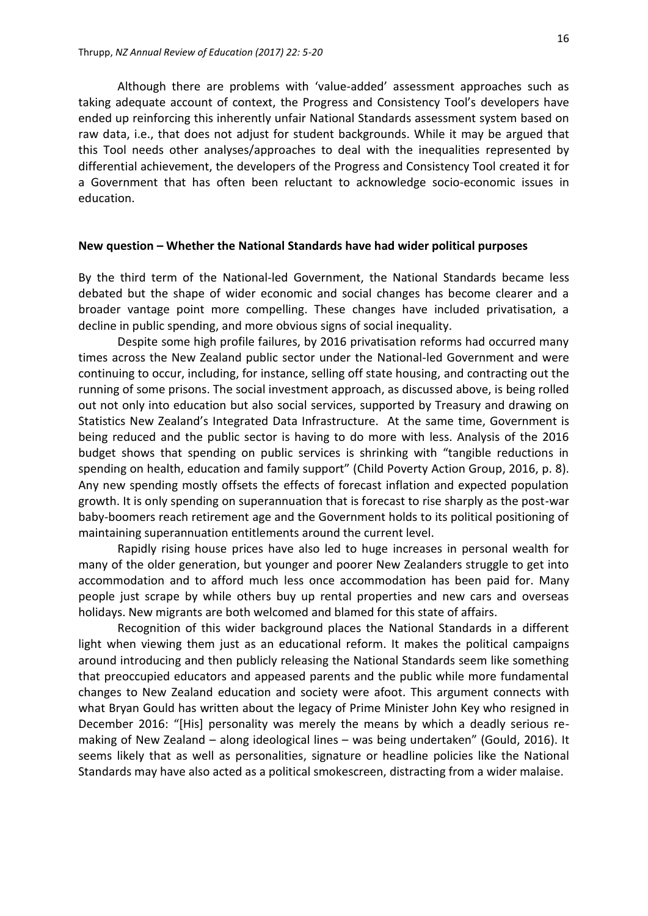Although there are problems with 'value-added' assessment approaches such as taking adequate account of context, the Progress and Consistency Tool's developers have ended up reinforcing this inherently unfair National Standards assessment system based on raw data, i.e., that does not adjust for student backgrounds. While it may be argued that this Tool needs other analyses/approaches to deal with the inequalities represented by differential achievement, the developers of the Progress and Consistency Tool created it for a Government that has often been reluctant to acknowledge socio-economic issues in education.

**New question – Whether the National Standards have had wider political purposes**

By the third term of the National-led Government, the National Standards became less debated but the shape of wider economic and social changes has become clearer and a broader vantage point more compelling. These changes have included privatisation, a decline in public spending, and more obvious signs of social inequality.

Despite some high profile failures, by 2016 privatisation reforms had occurred many times across the New Zealand public sector under the National-led Government and were continuing to occur, including, for instance, selling off state housing, and contracting out the running of some prisons. The social investment approach, as discussed above, is being rolled out not only into education but also social services, supported by Treasury and drawing on Statistics New Zealand's Integrated Data Infrastructure. At the same time, Government is being reduced and the public sector is having to do more with less. Analysis of the 2016 budget shows that spending on public services is shrinking with "tangible reductions in spending on health, education and family support" (Child Poverty Action Group, 2016, p. 8). Any new spending mostly offsets the effects of forecast inflation and expected population growth. It is only spending on superannuation that is forecast to rise sharply as the post-war baby-boomers reach retirement age and the Government holds to its political positioning of maintaining superannuation entitlements around the current level.

Rapidly rising house prices have also led to huge increases in personal wealth for many of the older generation, but younger and poorer New Zealanders struggle to get into accommodation and to afford much less once accommodation has been paid for. Many people just scrape by while others buy up rental properties and new cars and overseas holidays. New migrants are both welcomed and blamed for this state of affairs.

Recognition of this wider background places the National Standards in a different light when viewing them just as an educational reform. It makes the political campaigns around introducing and then publicly releasing the National Standards seem like something that preoccupied educators and appeased parents and the public while more fundamental changes to New Zealand education and society were afoot. This argument connects with what Bryan Gould has written about the legacy of Prime Minister John Key who resigned in December 2016: "[His] personality was merely the means by which a deadly serious re-making of New Zealand – along ideological lines – was being undertaken" (Gould, 2016). It seems likely that as well as personalities, signature or headline policies like the National Standards may have also acted as a political smokescreen, distracting from a wider malaise.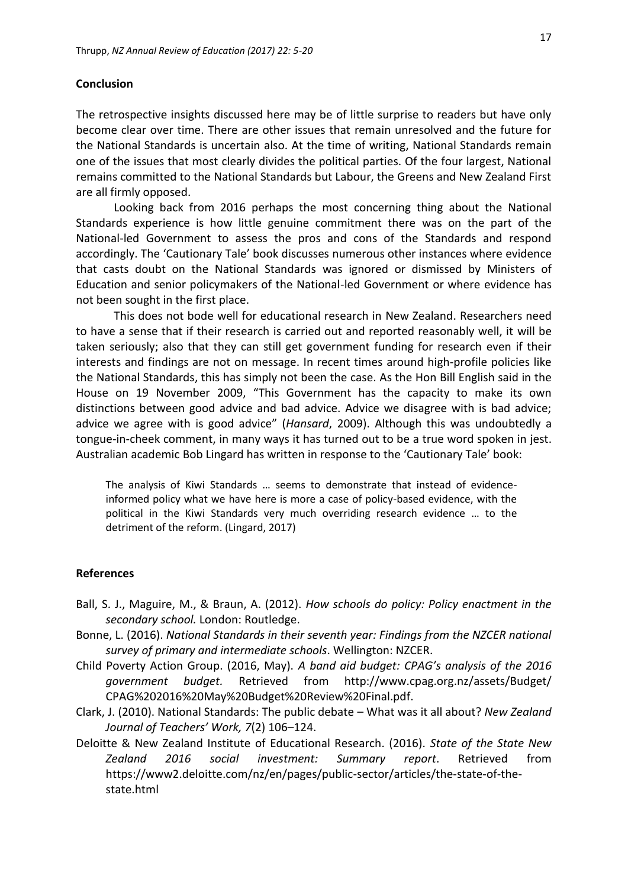## Conclusion

The retrospective insights discussed here may be of little surprise to readers but have only become clear over time. There are other issues that remain unresolved and the future for the National Standards is uncertain also. At the time of writing, National Standards remain one of the issues that most clearly divides the political parties. Of the four largest, National remains committed to the National Standards but Labour, the Greens and New Zealand First are all firmly opposed.

Looking back from 2016 perhaps the most concerning thing about the National Standards experience is how little genuine commitment there was on the part of the National-led Government to assess the pros and cons of the Standards and respond accordingly. The 'Cautionary Tale' book discusses numerous other instances where evidence that casts doubt on the National Standards was ignored or dismissed by Ministers of Education and senior policymakers of the National-led Government or where evidence has not been sought in the first place.

This does not bode well for educational research in New Zealand. Researchers need to have a sense that if their research is carried out and reported reasonably well, it will be taken seriously; also that they can still get government funding for research even if their interests and findings are not on message. In recent times around high-profile policies like the National Standards, this has simply not been the case. As the Hon Bill English said in the House on 19 November 2009, "This Government has the capacity to make its own distinctions between good advice and bad advice. Advice we disagree with is bad advice; advice we agree with is good advice" (*Hansard*, 2009). Although this was undoubtedly a tongue-in-cheek comment, in many ways it has turned out to be a true word spoken in jest. Australian academic Bob Lingard has written in response to the 'Cautionary Tale' book:

> The analysis of Kiwi Standards … seems to demonstrate that instead of evidence-informed policy what we have here is more a case of policy-based evidence, with the political in the Kiwi Standards very much overriding research evidence … to the detriment of the reform. (Lingard, 2017)

## References

Ball, S. J., Maguire, M., & Braun, A. (2012). *How schools do policy: Policy enactment in the secondary school.* London: Routledge.

Bonne, L. (2016). *National Standards in their seventh year: Findings from the NZCER national survey of primary and intermediate schools*. Wellington: NZCER.

Child Poverty Action Group. (2016, May). *A band aid budget: CPAG's analysis of the 2016 government budget.* Retrieved from http://www.cpag.org.nz/assets/Budget/CPAG%202016%20May%20Budget%20Review%20Final.pdf.

Clark, J. (2010). National Standards: The public debate – What was it all about? *New Zealand Journal of Teachers' Work, 7*(2) 106–124.

Deloitte & New Zealand Institute of Educational Research. (2016). *State of the State New Zealand 2016 social investment: Summary report*. Retrieved from https://www2.deloitte.com/nz/en/pages/public-sector/articles/the-state-of-the-state.html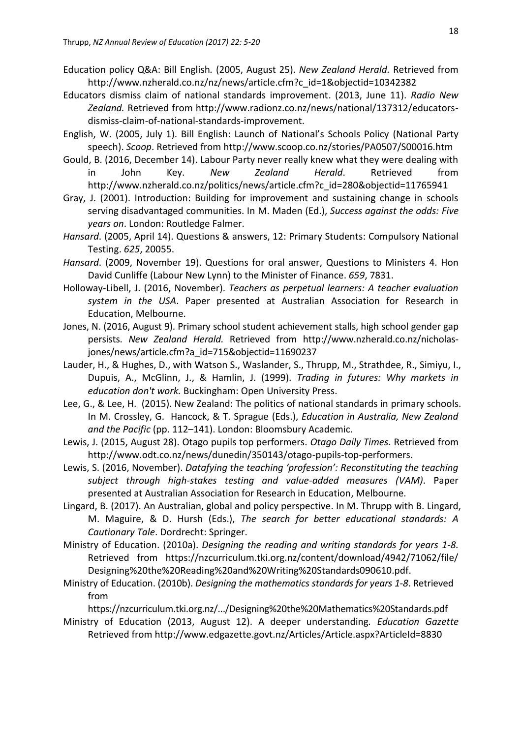Education policy Q&A: Bill English. (2005, August 25). *New Zealand Herald.* Retrieved from http://www.nzherald.co.nz/nz/news/article.cfm?c_id=1&objectid=10342382

Educators dismiss claim of national standards improvement. (2013, June 11). *Radio New Zealand.* Retrieved from http://www.radionz.co.nz/news/national/137312/educators-dismiss-claim-of-national-standards-improvement.

English, W. (2005, July 1). Bill English: Launch of National's Schools Policy (National Party speech). *Scoop*. Retrieved from http://www.scoop.co.nz/stories/PA0507/S00016.htm

Gould, B. (2016, December 14). Labour Party never really knew what they were dealing with in John Key. *New Zealand Herald*. Retrieved from http://www.nzherald.co.nz/politics/news/article.cfm?c_id=280&objectid=11765941

Gray, J. (2001). Introduction: Building for improvement and sustaining change in schools serving disadvantaged communities. In M. Maden (Ed.), *Success against the odds: Five years on*. London: Routledge Falmer.

*Hansard*. (2005, April 14). Questions & answers, 12: Primary Students: Compulsory National Testing. *625*, 20055.

*Hansard*. (2009, November 19). Questions for oral answer, Questions to Ministers 4. Hon David Cunliffe (Labour New Lynn) to the Minister of Finance. *659*, 7831.

Holloway-Libell, J. (2016, November). *Teachers as perpetual learners: A teacher evaluation system in the USA*. Paper presented at Australian Association for Research in Education, Melbourne.

Jones, N. (2016, August 9). Primary school student achievement stalls, high school gender gap persists. *New Zealand Herald.* Retrieved from http://www.nzherald.co.nz/nicholas-jones/news/article.cfm?a_id=715&objectid=11690237

Lauder, H., & Hughes, D., with Watson S., Waslander, S., Thrupp, M., Strathdee, R., Simiyu, I., Dupuis, A., McGlinn, J., & Hamlin, J. (1999). *Trading in futures: Why markets in education don't work.* Buckingham: Open University Press.

Lee, G., & Lee, H. (2015). New Zealand: The politics of national standards in primary schools. In M. Crossley, G. Hancock, & T. Sprague (Eds.), *Education in Australia, New Zealand and the Pacific* (pp. 112–141). London: Bloomsbury Academic.

Lewis, J. (2015, August 28). Otago pupils top performers. *Otago Daily Times.* Retrieved from http://www.odt.co.nz/news/dunedin/350143/otago-pupils-top-performers.

Lewis, S. (2016, November). *Datafying the teaching 'profession': Reconstituting the teaching subject through high-stakes testing and value-added measures (VAM)*. Paper presented at Australian Association for Research in Education, Melbourne.

Lingard, B. (2017). An Australian, global and policy perspective. In M. Thrupp with B. Lingard, M. Maguire, & D. Hursh (Eds.), *The search for better educational standards: A Cautionary Tale*. Dordrecht: Springer.

Ministry of Education. (2010a). *Designing the reading and writing standards for years 1-8.* Retrieved from https://nzcurriculum.tki.org.nz/content/download/4942/71062/file/Designing%20the%20Reading%20and%20Writing%20Standards090610.pdf.

Ministry of Education. (2010b). *Designing the mathematics standards for years 1-8*. Retrieved from https://nzcurriculum.tki.org.nz/.../Designing%20the%20Mathematics%20Standards.pdf

Ministry of Education (2013, August 12). A deeper understanding. *Education Gazette* Retrieved from http://www.edgazette.govt.nz/Articles/Article.aspx?ArticleId=8830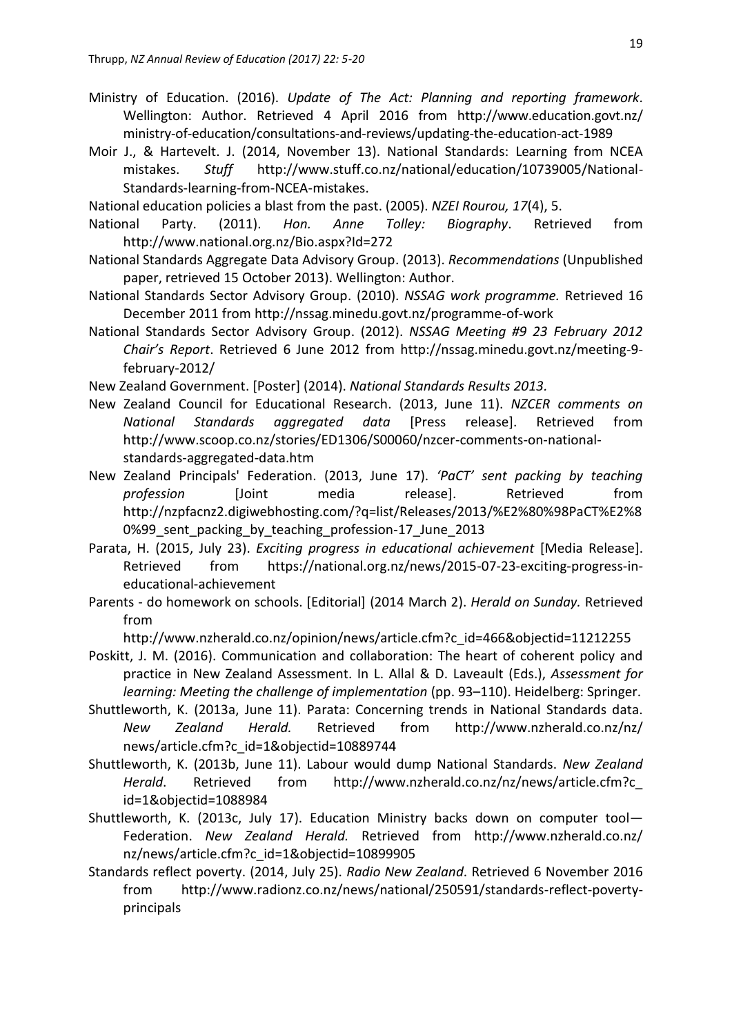Ministry of Education. (2016). *Update of The Act: Planning and reporting framework*. Wellington: Author. Retrieved 4 April 2016 from http://www.education.govt.nz/ministry-of-education/consultations-and-reviews/updating-the-education-act-1989

Moir J., & Hartevelt. J. (2014, November 13). National Standards: Learning from NCEA mistakes. *Stuff* http://www.stuff.co.nz/national/education/10739005/National-Standards-learning-from-NCEA-mistakes.

National education policies a blast from the past. (2005). *NZEI Rourou, 17*(4), 5.

National Party. (2011). *Hon. Anne Tolley: Biography*. Retrieved from http://www.national.org.nz/Bio.aspx?Id=272

National Standards Aggregate Data Advisory Group. (2013). *Recommendations* (Unpublished paper, retrieved 15 October 2013). Wellington: Author.

National Standards Sector Advisory Group. (2010). *NSSAG work programme.* Retrieved 16 December 2011 from http://nssag.minedu.govt.nz/programme-of-work

National Standards Sector Advisory Group. (2012). *NSSAG Meeting #9 23 February 2012 Chair's Report*. Retrieved 6 June 2012 from http://nssag.minedu.govt.nz/meeting-9-february-2012/

New Zealand Government. [Poster] (2014). *National Standards Results 2013.*

New Zealand Council for Educational Research. (2013, June 11). *NZCER comments on National Standards aggregated data* [Press release]. Retrieved from http://www.scoop.co.nz/stories/ED1306/S00060/nzcer-comments-on-national-standards-aggregated-data.htm

New Zealand Principals' Federation. (2013, June 17). *'PaCT' sent packing by teaching profession* [Joint media release]. Retrieved from http://nzpfacnz2.digiwebhosting.com/?q=list/Releases/2013/%E2%80%98PaCT%E2%80%99_sent_packing_by_teaching_profession-17_June_2013

Parata, H. (2015, July 23). *Exciting progress in educational achievement* [Media Release]. Retrieved from https://national.org.nz/news/2015-07-23-exciting-progress-in-educational-achievement

Parents - do homework on schools. [Editorial] (2014 March 2). *Herald on Sunday.* Retrieved from http://www.nzherald.co.nz/opinion/news/article.cfm?c_id=466&objectid=11212255

Poskitt, J. M. (2016). Communication and collaboration: The heart of coherent policy and practice in New Zealand Assessment. In L. Allal & D. Laveault (Eds.), *Assessment for learning: Meeting the challenge of implementation* (pp. 93–110). Heidelberg: Springer.

Shuttleworth, K. (2013a, June 11). Parata: Concerning trends in National Standards data. *New Zealand Herald.* Retrieved from http://www.nzherald.co.nz/nz/news/article.cfm?c_id=1&objectid=10889744

Shuttleworth, K. (2013b, June 11). Labour would dump National Standards. *New Zealand Herald*. Retrieved from http://www.nzherald.co.nz/nz/news/article.cfm?c_id=1&objectid=1088984

Shuttleworth, K. (2013c, July 17). Education Ministry backs down on computer tool—Federation. *New Zealand Herald.* Retrieved from http://www.nzherald.co.nz/nz/news/article.cfm?c_id=1&objectid=10899905

Standards reflect poverty. (2014, July 25). *Radio New Zealand*. Retrieved 6 November 2016 from http://www.radionz.co.nz/news/national/250591/standards-reflect-poverty-principals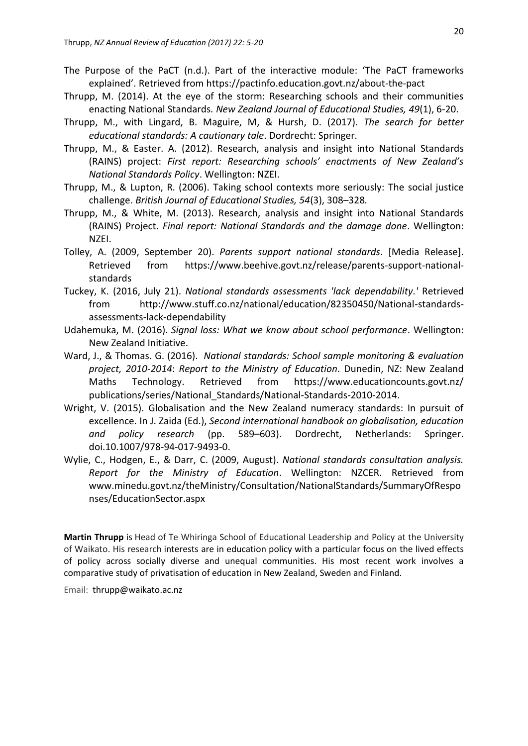The Purpose of the PaCT (n.d.). Part of the interactive module: 'The PaCT frameworks explained'. Retrieved from https://pactinfo.education.govt.nz/about-the-pact

Thrupp, M. (2014). At the eye of the storm: Researching schools and their communities enacting National Standards*. New Zealand Journal of Educational Studies, 49*(1), 6-20.

Thrupp, M., with Lingard, B. Maguire, M, & Hursh, D. (2017). *The search for better educational standards: A cautionary tale*. Dordrecht: Springer.

Thrupp, M., & Easter. A. (2012). Research, analysis and insight into National Standards (RAINS) project: *First report: Researching schools' enactments of New Zealand's National Standards Policy*. Wellington: NZEI.

Thrupp, M., & Lupton, R. (2006). Taking school contexts more seriously: The social justice challenge. *British Journal of Educational Studies, 54*(3), 308–328*.*

Thrupp, M., & White, M. (2013). Research, analysis and insight into National Standards (RAINS) Project. *Final report: National Standards and the damage done*. Wellington: NZEI.

Tolley, A. (2009, September 20). *Parents support national standards*. [Media Release]. Retrieved from https://www.beehive.govt.nz/release/parents-support-national-standards

Tuckey, K. (2016, July 21). *National standards assessments 'lack dependability.'* Retrieved from http://www.stuff.co.nz/national/education/82350450/National-standards-assessments-lack-dependability

Udahemuka, M. (2016). *Signal loss: What we know about school performance*. Wellington: New Zealand Initiative.

Ward, J., & Thomas. G. (2016). *National standards: School sample monitoring & evaluation project, 2010-2014*: *Report to the Ministry of Education*. Dunedin, NZ: New Zealand Maths Technology. Retrieved from https://www.educationcounts.govt.nz/publications/series/National_Standards/National-Standards-2010-2014.

Wright, V. (2015). Globalisation and the New Zealand numeracy standards: In pursuit of excellence. In J. Zaida (Ed.), *Second international handbook on globalisation, education and policy research* (pp. 589–603). Dordrecht, Netherlands: Springer. doi.10.1007/978-94-017-9493-0.

Wylie, C., Hodgen, E., & Darr, C. (2009, August). *National standards consultation analysis. Report for the Ministry of Education*. Wellington: NZCER. Retrieved from www.minedu.govt.nz/theMinistry/Consultation/NationalStandards/SummaryOfResponses/EducationSector.aspx

**Martin Thrupp** is Head of Te Whiringa School of Educational Leadership and Policy at the University of Waikato. His research interests are in education policy with a particular focus on the lived effects of policy across socially diverse and unequal communities. His most recent work involves a comparative study of privatisation of education in New Zealand, Sweden and Finland.

Email: thrupp@waikato.ac.nz